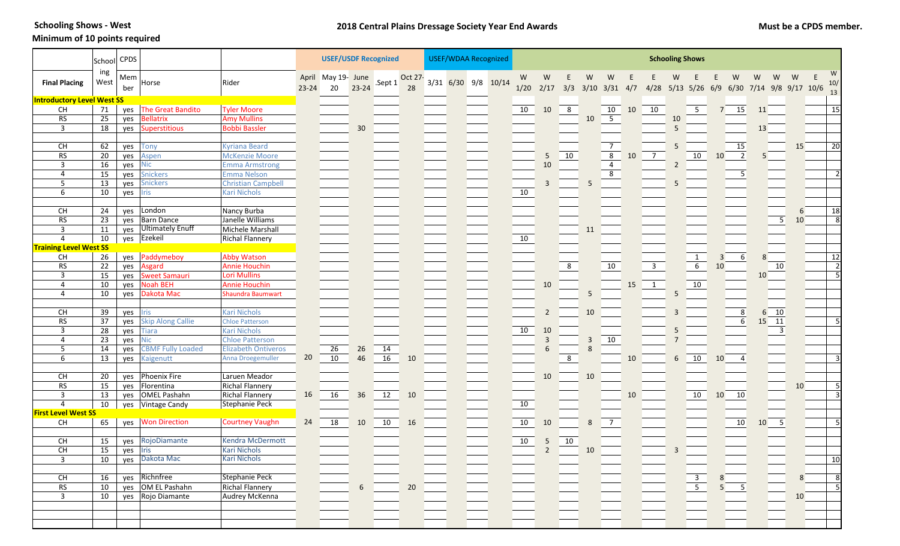**Schooling Shows - West**

**Minimum of 10 points required**

## 2018 Central Plains Dressage Society Year End Awards

**Must be a CPDS member.**

| | Schooling West | CPDS Member | | | USEF/USDF Recognized | | | | | USEF/WDAA Recognized | | | | Schooling Shows | | | | | | | | | | | | | | | |
|---|---|---|---|---|---|---|---|---|---|---|---|---|---|---|---|---|---|---|---|---|---|---|---|---|---|---|---|---|---|
| **Final Placing** | | | Horse | Rider | April 23-24 | May 19-20 | June 23-24 | Sept 1 | Oct 27-28 | 3/31 | 6/30 | 9/8 | 10/14 | W 1/20 | W 2/17 | E 3/3 | W 3/10 | W 3/31 | E 4/7 | E 4/28 | W 5/13 | E 5/26 | E 6/9 | W 6/30 | W 7/14 | W 9/8 | W 9/17 | E 10/6 | W 10/13 |
| **Introductory Level West SS** | | | | | | | | | | | | | | | | | | | | | | | | | | | | | |
| CH | 71 | yes | The Great Bandito | Tyler Moore | | | | | | | | | | 10 | 10 | 8 | | 10 | 10 | 10 | | 5 | 7 | 15 | 11 | | | | 15 |
| RS | 25 | yes | Bellatrix | Amy Mullins | | | | | | | | | | | | | 10 | 5 | | | 10 | | | | | | | | |
| 3 | 18 | yes | Superstitious | Bobbi Bassler | | | 30 | | | | | | | | | | | | | | 5 | | | | 13 | | | | |
| | | | | | | | | | | | | | | | | | | | | | | | | | | | | | |
| CH | 62 | yes | Tony | Kyriana Beard | | | | | | | | | | | | | | 7 | | | 5 | | | 15 | | | 15 | | 20 |
| RS | 20 | yes | Aspen | McKenzie Moore | | | | | | | | | | | 5 | 10 | | 8 | 10 | 7 | | 10 | 10 | 2 | 5 | | | | |
| 3 | 16 | yes | Nic | Emma Armstrong | | | | | | | | | | | 10 | | | 4 | | | 2 | | | | | | | | |
| 4 | 15 | yes | Snickers | Emma Nelson | | | | | | | | | | | | | | 8 | | | | | | 5 | | | | | 2 |
| 5 | 13 | yes | Snickers | Christian Campbell | | | | | | | | | | | 3 | | 5 | | | | 5 | | | | | | | | |
| 6 | 10 | yes | Iris | Kari Nichols | | | | | | | | | | 10 | | | | | | | | | | | | | | | |
| | | | | | | | | | | | | | | | | | | | | | | | | | | | | | |
| CH | 24 | yes | London | Nancy Burba | | | | | | | | | | | | | | | | | | | | | | | 6 | | 18 |
| RS | 23 | yes | Barn Dance | Janelle Williams | | | | | | | | | | | | | | | | | | | | | | 5 | 10 | | 8 |
| 3 | 11 | yes | Ultimately Enuff | Michele Marshall | | | | | | | | | | | | | 11 | | | | | | | | | | | | |
| 4 | 10 | yes | Ezekeil | Richal Flannery | | | | | | | | | | 10 | | | | | | | | | | | | | | | |
| **Training Level West SS** | | | | | | | | | | | | | | | | | | | | | | | | | | | | | |
| CH | 26 | yes | Paddymeboy | Abby Watson | | | | | | | | | | | | | | | | | | 1 | 3 | 6 | 8 | | | | 12 |
| RS | 22 | yes | Asgard | Annie Houchin | | | | | | | | | | | | 8 | | 10 | | 3 | | 6 | 10 | | | 10 | | | 2 |
| 3 | 15 | yes | Sweet Samauri | Lori Mullins | | | | | | | | | | | | | | | | | | | | | 10 | | | | 5 |
| 4 | 10 | yes | Noah BEH | Annie Houchin | | | | | | | | | | | 10 | | | | 15 | 1 | | 10 | | | | | | | |
| 4 | 10 | yes | Dakota Mac | Shaundra Baumwart | | | | | | | | | | | | | 5 | | | | 5 | | | | | | | | |
| | | | | | | | | | | | | | | | | | | | | | | | | | | | | | |
| CH | 39 | yes | Iris | Kari Nichols | | | | | | | | | | | 2 | | 10 | | | | 3 | | | 8 | 6 | 10 | | | |
| RS | 37 | yes | Skip Along Callie | Chloe Patterson | | | | | | | | | | | | | | | | | | | | 6 | 15 | 11 | | | 5 |
| 3 | 28 | yes | Tiara | Kari Nichols | | | | | | | | | | 10 | 10 | | | | | | 5 | | | | | 3 | | | |
| 4 | 23 | yes | Nic | Chloe Patterson | | | | | | | | | | | 3 | | 3 | 10 | | | 7 | | | | | | | | |
| 5 | 14 | yes | CBMF Fully Loaded | Elizabeth Ontiveros | | 26 | 26 | 14 | | | | | | | 6 | | 8 | | | | | | | | | | | | |
| 6 | 13 | yes | Kaigenutt | Anna Droegemuller | 20 | 10 | 46 | 16 | 10 | | | | | | | 8 | | | 10 | | 6 | 10 | 10 | 4 | | | | | 3 |
| | | | | | | | | | | | | | | | | | | | | | | | | | | | | | |
| CH | 20 | yes | Phoenix Fire | Laruen Meador | | | | | | | | | | | 10 | | 10 | | | | | | | | | | | | |
| RS | 15 | yes | Florentina | Richal Flannery | | | | | | | | | | | | | | | | | | | | | | | 10 | | 5 |
| 3 | 13 | yes | OMEL Pashahn | Richal Flannery | 16 | 16 | 36 | 12 | 10 | | | | | | | | | | 10 | | | 10 | 10 | 10 | | | | | 3 |
| 4 | 10 | yes | Vintage Candy | Stephanie Peck | | | | | | | | | | 10 | | | | | | | | | | | | | | | |
| **First Level West SS** | | | | | | | | | | | | | | | | | | | | | | | | | | | | | |
| CH | 65 | yes | Won Direction | Courtney Vaughn | 24 | 18 | 10 | 10 | 16 | | | | | 10 | 10 | | 8 | 7 | | | | | | 10 | 10 | 5 | | | 5 |
| | | | | | | | | | | | | | | | | | | | | | | | | | | | | | |
| CH | 15 | yes | RojoDiamante | Kendra McDermott | | | | | | | | | | 10 | 5 | 10 | | | | | | | | | | | | | |
| CH | 15 | yes | Iris | Kari Nichols | | | | | | | | | | | 2 | | 10 | | | | 3 | | | | | | | | |
| 3 | 10 | yes | Dakota Mac | Kari Nichols | | | | | | | | | | | | | | | | | | | | | | | | | 10 |
| | | | | | | | | | | | | | | | | | | | | | | | | | | | | | |
| CH | 16 | yes | Richnfree | Stephanie Peck | | | | | | | | | | | | | | | | | | 3 | 8 | | | | 8 | | 8 |
| RS | 10 | yes | OM EL Pashahn | Richal Flannery | | | 6 | | 20 | | | | | | | | | | | | | 5 | 5 | 5 | | | | | 5 |
| 3 | 10 | yes | Rojo Diamante | Audrey McKenna | | | | | | | | | | | | | | | | | | | | | | | 10 | | |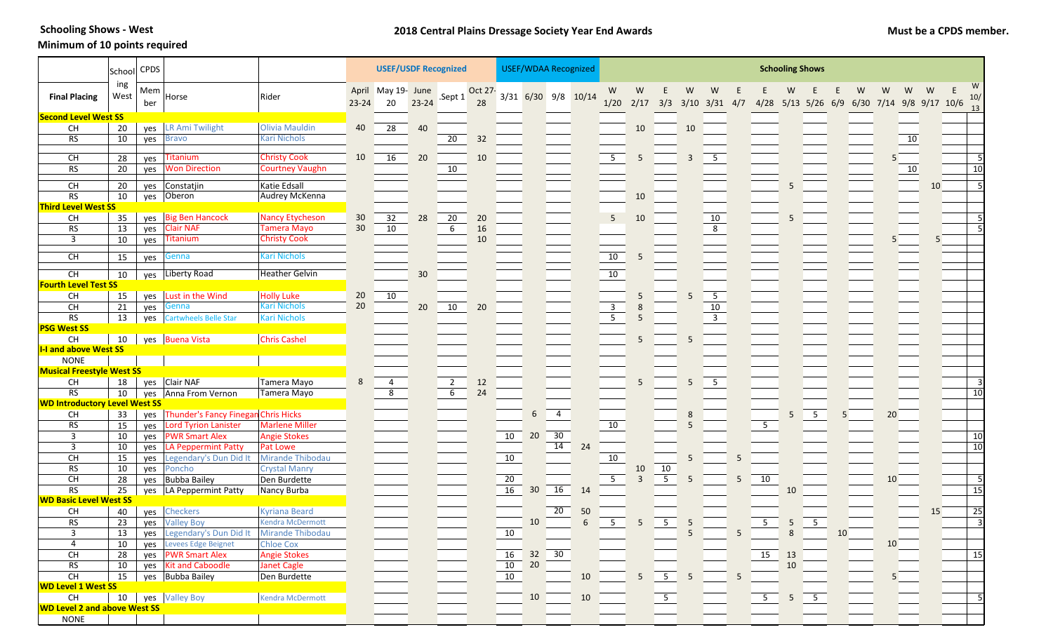**Schooling Shows - West**

**Minimum of 10 points required**

## 2018 Central Plains Dressage Society Year End Awards

**Must be a CPDS member.**

| | | | | | USEF/USDF Recognized | | | | | USEF/WDAA Recognized | | | | Schooling Shows | | | | | | | | | | | | | | | |
|---|---|---|---|---|---|---|---|---|---|---|---|---|---|---|---|---|---|---|---|---|---|---|---|---|---|---|---|---|---|
| **Final Placing** | Schooling West | CPDS Member | Horse | Rider | April 23-24 | May 19-20 | June 23-24 | Sept 1 | Oct 27-28 | 3/31 | 6/30 | 9/8 | 10/14 | W 1/20 | W 2/17 | E 3/3 | W 3/10 | W 3/31 | E 4/7 | E 4/28 | W 5/13 | E 5/26 | E 6/9 | W 6/30 | W 7/14 | W 9/8 | W 9/17 | E 10/6 | W 10/13 |
| **Second Level West SS** | | | | | | | | | | | | | | | | | | | | | | | | | | | | | |
| CH | 20 | yes | LR Ami Twilight | Olivia Mauldin | 40 | 28 | 40 | | | | | | | | 10 | | 10 | | | | | | | | | | | | |
| RS | 10 | yes | Bravo | Kari Nichols | | | | 20 | 32 | | | | | | | | | | | | | | | | | 10 | | | |
| | | | | | | | | | | | | | | | | | | | | | | | | | | | | | |
| CH | 28 | yes | Titanium | Christy Cook | 10 | 16 | 20 | | 10 | | | | | 5 | 5 | | 3 | 5 | | | | | | | 5 | | | | 5 |
| RS | 20 | yes | Won Direction | Courtney Vaughn | | | | 10 | | | | | | | | | | | | | | | | | | 10 | | | 10 |
| | | | | | | | | | | | | | | | | | | | | | | | | | | | | | |
| CH | 20 | yes | Constatjin | Katie Edsall | | | | | | | | | | | | | | | | | 5 | | | | | | 10 | | 5 |
| RS | 10 | yes | Oberon | Audrey McKenna | | | | | | | | | | | 10 | | | | | | | | | | | | | | |
| **Third Level West SS** | | | | | | | | | | | | | | | | | | | | | | | | | | | | | |
| CH | 35 | yes | Big Ben Hancock | Nancy Etycheson | 30 | 32 | 28 | 20 | 20 | | | | | 5 | 10 | | | 10 | | | 5 | | | | | | | | 5 |
| RS | 13 | yes | Clair NAF | Tamera Mayo | 30 | 10 | | 6 | 16 | | | | | | | | | 8 | | | | | | | | | | | 5 |
| 3 | 10 | yes | Titanium | Christy Cook | | | | | 10 | | | | | | | | | | | | | | | | 5 | | 5 | | |
| | | | | | | | | | | | | | | | | | | | | | | | | | | | | | |
| CH | 15 | yes | Genna | Kari Nichols | | | | | | | | | | 10 | 5 | | | | | | | | | | | | | | |
| | | | | | | | | | | | | | | | | | | | | | | | | | | | | | |
| CH | 10 | yes | Liberty Road | Heather Gelvin | | | 30 | | | | | | | 10 | | | | | | | | | | | | | | | |
| **Fourth Level Test SS** | | | | | | | | | | | | | | | | | | | | | | | | | | | | | |
| CH | 15 | yes | Lust in the Wind | Holly Luke | 20 | 10 | | | | | | | | | 5 | | 5 | 5 | | | | | | | | | | | |
| CH | 21 | yes | Genna | Kari Nichols | 20 | | 20 | 10 | 20 | | | | | 3 | 8 | | | 10 | | | | | | | | | | | |
| RS | 13 | yes | Cartwheels Belle Star | Kari Nichols | | | | | | | | | | 5 | 5 | | | 3 | | | | | | | | | | | |
| **PSG West SS** | | | | | | | | | | | | | | | | | | | | | | | | | | | | | |
| CH | 10 | yes | Buena Vista | Chris Cashel | | | | | | | | | | | 5 | | 5 | | | | | | | | | | | | |
| **I-I and above West SS** | | | | | | | | | | | | | | | | | | | | | | | | | | | | | |
| NONE | | | | | | | | | | | | | | | | | | | | | | | | | | | | | |
| **Musical Freestyle West SS** | | | | | | | | | | | | | | | | | | | | | | | | | | | | | |
| CH | 18 | yes | Clair NAF | Tamera Mayo | 8 | 4 | | 2 | 12 | | | | | | 5 | | 5 | 5 | | | | | | | | | | | 3 |
| RS | 10 | yes | Anna From Vernon | Tamera Mayo | | 8 | | 6 | 24 | | | | | | | | | | | | | | | | | | | | 10 |
| **WD Introductory Level West SS** | | | | | | | | | | | | | | | | | | | | | | | | | | | | | |
| CH | 33 | yes | Thunder's Fancy Finegan | Chris Hicks | | | | | | | 6 | 4 | | | | | 8 | | | | 5 | 5 | 5 | | 20 | | | | |
| RS | 15 | yes | Lord Tyrion Lanister | Marlene Miller | | | | | | | | | | 10 | | | 5 | | | 5 | | | | | | | | | |
| 3 | 10 | yes | PWR Smart Alex | Angie Stokes | | | | | | 10 | 20 | 30 | | | | | | | | | | | | | | | | | 10 |
| 3 | 10 | yes | LA Peppermint Patty | Pat Lowe | | | | | | | | 14 | 24 | | | | | | | | | | | | | | | | 10 |
| CH | 15 | yes | Legendary's Dun Did It | Mirande Thibodau | | | | | | 10 | | | | 10 | | | 5 | | 5 | | | | | | | | | | |
| RS | 10 | yes | Poncho | Crystal Manry | | | | | | | | | | | 10 | 10 | | | | | | | | | | | | | |
| CH | 28 | yes | Bubba Bailey | Den Burdette | | | | | | 20 | | | | 5 | 3 | 5 | 5 | | 5 | 10 | | | | | 10 | | | | 5 |
| RS | 25 | yes | LA Peppermint Patty | Nancy Burba | | | | | | 16 | 30 | 16 | 14 | | | | | | | | 10 | | | | | | | | 15 |
| **WD Basic Level West SS** | | | | | | | | | | | | | | | | | | | | | | | | | | | | | |
| CH | 40 | yes | Checkers | Kyriana Beard | | | | | | | | 20 | 50 | | | | | | | | | | | | | | 15 | | 25 |
| RS | 23 | yes | Valley Boy | Kendra McDermott | | | | | | | 10 | | 6 | 5 | 5 | 5 | 5 | | | 5 | 5 | 5 | | | | | | | 3 |
| 3 | 13 | yes | Legendary's Dun Did It | Mirande Thibodau | | | | | | 10 | | | | | | | 5 | | 5 | | 8 | | 10 | | | | | | |
| 4 | 10 | yes | Levees Edge Beignet | Chloe Cox | | | | | | | | | | | | | | | | | | | | | 10 | | | | |
| CH | 28 | yes | PWR Smart Alex | Angie Stokes | | | | | | 16 | 32 | 30 | | | | | | | | 15 | 13 | | | | | | | | 15 |
| RS | 10 | yes | Kit and Caboodle | Janet Cagle | | | | | | 10 | 20 | | | | | | | | | | 10 | | | | | | | | |
| CH | 15 | yes | Bubba Bailey | Den Burdette | | | | | | 10 | | | 10 | | 5 | 5 | 5 | | 5 | | | | | | 5 | | | | |
| **WD Level 1 West SS** | | | | | | | | | | | | | | | | | | | | | | | | | | | | | |
| CH | 10 | yes | Valley Boy | Kendra McDermott | | | | | | | 10 | | 10 | | | 5 | | | | 5 | 5 | 5 | | | | | | | 5 |
| **WD Level 2 and above West SS** | | | | | | | | | | | | | | | | | | | | | | | | | | | | | |
| NONE | | | | | | | | | | | | | | | | | | | | | | | | | | | | | |